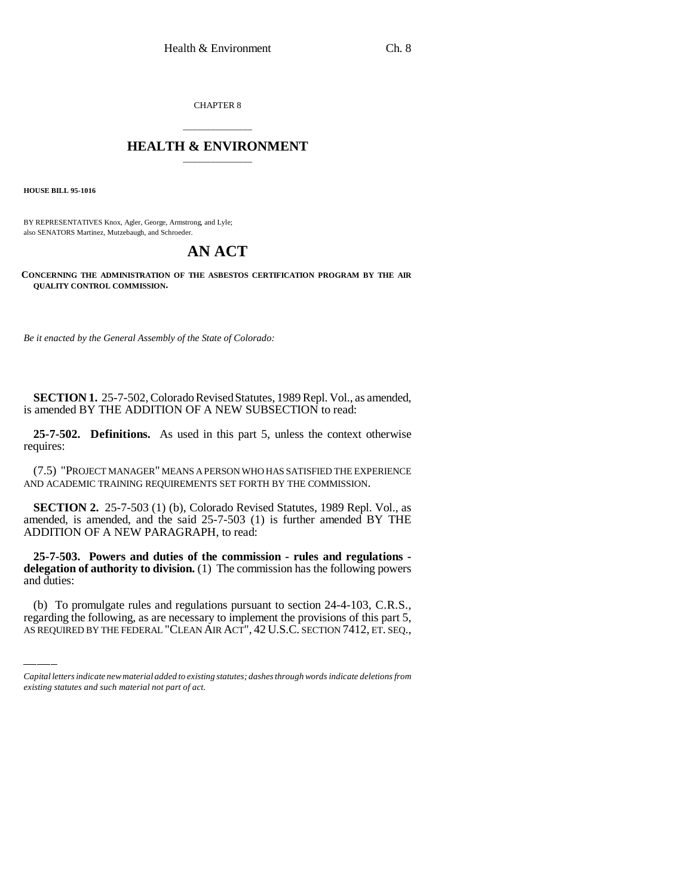CHAPTER 8

# HEALTH & ENVIRONMENT

**HOUSE BILL 95-1016**

BY REPRESENTATIVES Knox, Agler, George, Armstrong, and Lyle;
also SENATORS Martinez, Mutzebaugh, and Schroeder.

## AN ACT

**CONCERNING THE ADMINISTRATION OF THE ASBESTOS CERTIFICATION PROGRAM BY THE AIR QUALITY CONTROL COMMISSION.**

*Be it enacted by the General Assembly of the State of Colorado:*

**SECTION 1.** 25-7-502, Colorado Revised Statutes, 1989 Repl. Vol., as amended, is amended BY THE ADDITION OF A NEW SUBSECTION to read:

**25-7-502. Definitions.** As used in this part 5, unless the context otherwise requires:

(7.5) "PROJECT MANAGER" MEANS A PERSON WHO HAS SATISFIED THE EXPERIENCE AND ACADEMIC TRAINING REQUIREMENTS SET FORTH BY THE COMMISSION.

**SECTION 2.** 25-7-503 (1) (b), Colorado Revised Statutes, 1989 Repl. Vol., as amended, is amended, and the said 25-7-503 (1) is further amended BY THE ADDITION OF A NEW PARAGRAPH, to read:

**25-7-503. Powers and duties of the commission - rules and regulations - delegation of authority to division.** (1) The commission has the following powers and duties:

(b) To promulgate rules and regulations pursuant to section 24-4-103, C.R.S., regarding the following, as are necessary to implement the provisions of this part 5, AS REQUIRED BY THE FEDERAL "CLEAN AIR ACT", 42 U.S.C. SECTION 7412, ET. SEQ.,

*Capital letters indicate new material added to existing statutes; dashes through words indicate deletions from existing statutes and such material not part of act.*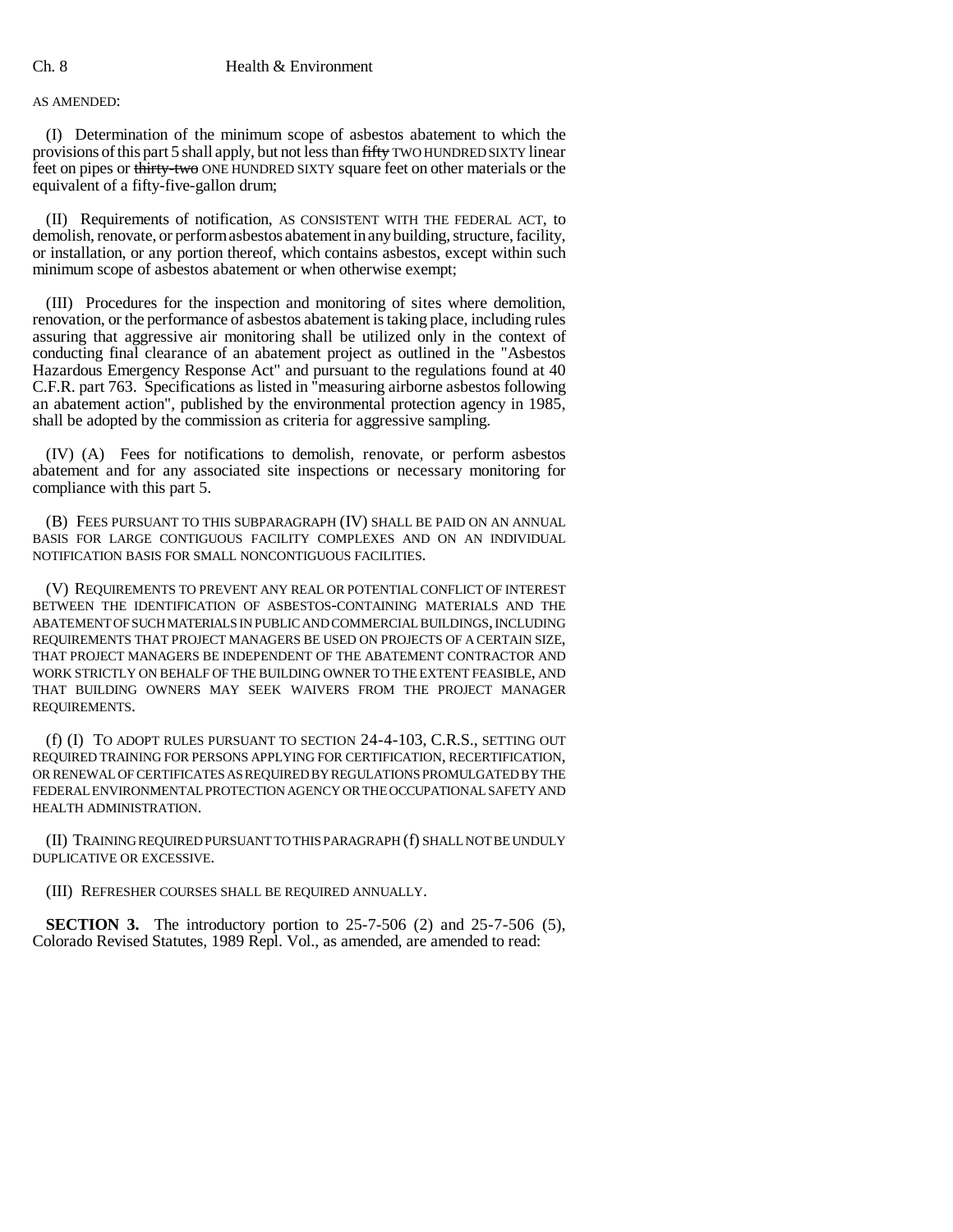AS AMENDED:

(I) Determination of the minimum scope of asbestos abatement to which the provisions of this part 5 shall apply, but not less than ~~fifty~~ TWO HUNDRED SIXTY linear feet on pipes or ~~thirty-two~~ ONE HUNDRED SIXTY square feet on other materials or the equivalent of a fifty-five-gallon drum;

(II) Requirements of notification, AS CONSISTENT WITH THE FEDERAL ACT, to demolish, renovate, or perform asbestos abatement in any building, structure, facility, or installation, or any portion thereof, which contains asbestos, except within such minimum scope of asbestos abatement or when otherwise exempt;

(III) Procedures for the inspection and monitoring of sites where demolition, renovation, or the performance of asbestos abatement is taking place, including rules assuring that aggressive air monitoring shall be utilized only in the context of conducting final clearance of an abatement project as outlined in the "Asbestos Hazardous Emergency Response Act" and pursuant to the regulations found at 40 C.F.R. part 763. Specifications as listed in "measuring airborne asbestos following an abatement action", published by the environmental protection agency in 1985, shall be adopted by the commission as criteria for aggressive sampling.

(IV) (A) Fees for notifications to demolish, renovate, or perform asbestos abatement and for any associated site inspections or necessary monitoring for compliance with this part 5.

(B) FEES PURSUANT TO THIS SUBPARAGRAPH (IV) SHALL BE PAID ON AN ANNUAL BASIS FOR LARGE CONTIGUOUS FACILITY COMPLEXES AND ON AN INDIVIDUAL NOTIFICATION BASIS FOR SMALL NONCONTIGUOUS FACILITIES.

(V) REQUIREMENTS TO PREVENT ANY REAL OR POTENTIAL CONFLICT OF INTEREST BETWEEN THE IDENTIFICATION OF ASBESTOS-CONTAINING MATERIALS AND THE ABATEMENT OF SUCH MATERIALS IN PUBLIC AND COMMERCIAL BUILDINGS, INCLUDING REQUIREMENTS THAT PROJECT MANAGERS BE USED ON PROJECTS OF A CERTAIN SIZE, THAT PROJECT MANAGERS BE INDEPENDENT OF THE ABATEMENT CONTRACTOR AND WORK STRICTLY ON BEHALF OF THE BUILDING OWNER TO THE EXTENT FEASIBLE, AND THAT BUILDING OWNERS MAY SEEK WAIVERS FROM THE PROJECT MANAGER REQUIREMENTS.

(f) (I) TO ADOPT RULES PURSUANT TO SECTION 24-4-103, C.R.S., SETTING OUT REQUIRED TRAINING FOR PERSONS APPLYING FOR CERTIFICATION, RECERTIFICATION, OR RENEWAL OF CERTIFICATES AS REQUIRED BY REGULATIONS PROMULGATED BY THE FEDERAL ENVIRONMENTAL PROTECTION AGENCY OR THE OCCUPATIONAL SAFETY AND HEALTH ADMINISTRATION.

(II) TRAINING REQUIRED PURSUANT TO THIS PARAGRAPH (f) SHALL NOT BE UNDULY DUPLICATIVE OR EXCESSIVE.

(III) REFRESHER COURSES SHALL BE REQUIRED ANNUALLY.

**SECTION 3.** The introductory portion to 25-7-506 (2) and 25-7-506 (5), Colorado Revised Statutes, 1989 Repl. Vol., as amended, are amended to read: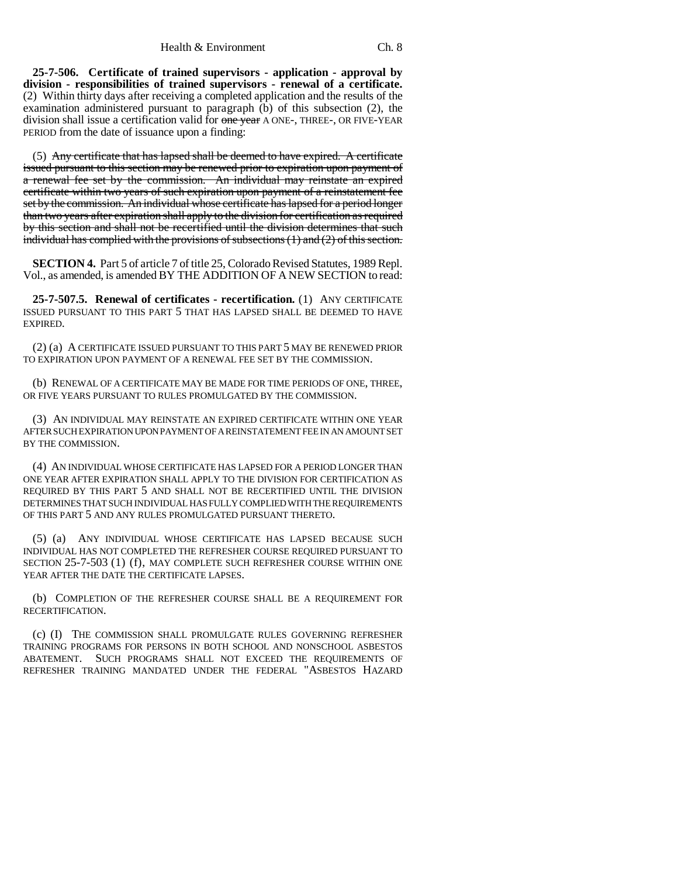**25-7-506. Certificate of trained supervisors - application - approval by division - responsibilities of trained supervisors - renewal of a certificate.** (2) Within thirty days after receiving a completed application and the results of the examination administered pursuant to paragraph (b) of this subsection (2), the division shall issue a certification valid for ~~one year~~ A ONE-, THREE-, OR FIVE-YEAR PERIOD from the date of issuance upon a finding:

(5) ~~Any certificate that has lapsed shall be deemed to have expired. A certificate issued pursuant to this section may be renewed prior to expiration upon payment of a renewal fee set by the commission. An individual may reinstate an expired certificate within two years of such expiration upon payment of a reinstatement fee set by the commission. An individual whose certificate has lapsed for a period longer than two years after expiration shall apply to the division for certification as required by this section and shall not be recertified until the division determines that such individual has complied with the provisions of subsections (1) and (2) of this section.~~

**SECTION 4.** Part 5 of article 7 of title 25, Colorado Revised Statutes, 1989 Repl. Vol., as amended, is amended BY THE ADDITION OF A NEW SECTION to read:

**25-7-507.5. Renewal of certificates - recertification.** (1) ANY CERTIFICATE ISSUED PURSUANT TO THIS PART 5 THAT HAS LAPSED SHALL BE DEEMED TO HAVE EXPIRED.

(2) (a) A CERTIFICATE ISSUED PURSUANT TO THIS PART 5 MAY BE RENEWED PRIOR TO EXPIRATION UPON PAYMENT OF A RENEWAL FEE SET BY THE COMMISSION.

(b) RENEWAL OF A CERTIFICATE MAY BE MADE FOR TIME PERIODS OF ONE, THREE, OR FIVE YEARS PURSUANT TO RULES PROMULGATED BY THE COMMISSION.

(3) AN INDIVIDUAL MAY REINSTATE AN EXPIRED CERTIFICATE WITHIN ONE YEAR AFTER SUCH EXPIRATION UPON PAYMENT OF A REINSTATEMENT FEE IN AN AMOUNT SET BY THE COMMISSION.

(4) AN INDIVIDUAL WHOSE CERTIFICATE HAS LAPSED FOR A PERIOD LONGER THAN ONE YEAR AFTER EXPIRATION SHALL APPLY TO THE DIVISION FOR CERTIFICATION AS REQUIRED BY THIS PART 5 AND SHALL NOT BE RECERTIFIED UNTIL THE DIVISION DETERMINES THAT SUCH INDIVIDUAL HAS FULLY COMPLIED WITH THE REQUIREMENTS OF THIS PART 5 AND ANY RULES PROMULGATED PURSUANT THERETO.

(5) (a) ANY INDIVIDUAL WHOSE CERTIFICATE HAS LAPSED BECAUSE SUCH INDIVIDUAL HAS NOT COMPLETED THE REFRESHER COURSE REQUIRED PURSUANT TO SECTION 25-7-503 (1) (f), MAY COMPLETE SUCH REFRESHER COURSE WITHIN ONE YEAR AFTER THE DATE THE CERTIFICATE LAPSES.

(b) COMPLETION OF THE REFRESHER COURSE SHALL BE A REQUIREMENT FOR RECERTIFICATION.

(c) (I) THE COMMISSION SHALL PROMULGATE RULES GOVERNING REFRESHER TRAINING PROGRAMS FOR PERSONS IN BOTH SCHOOL AND NONSCHOOL ASBESTOS ABATEMENT. SUCH PROGRAMS SHALL NOT EXCEED THE REQUIREMENTS OF REFRESHER TRAINING MANDATED UNDER THE FEDERAL "ASBESTOS HAZARD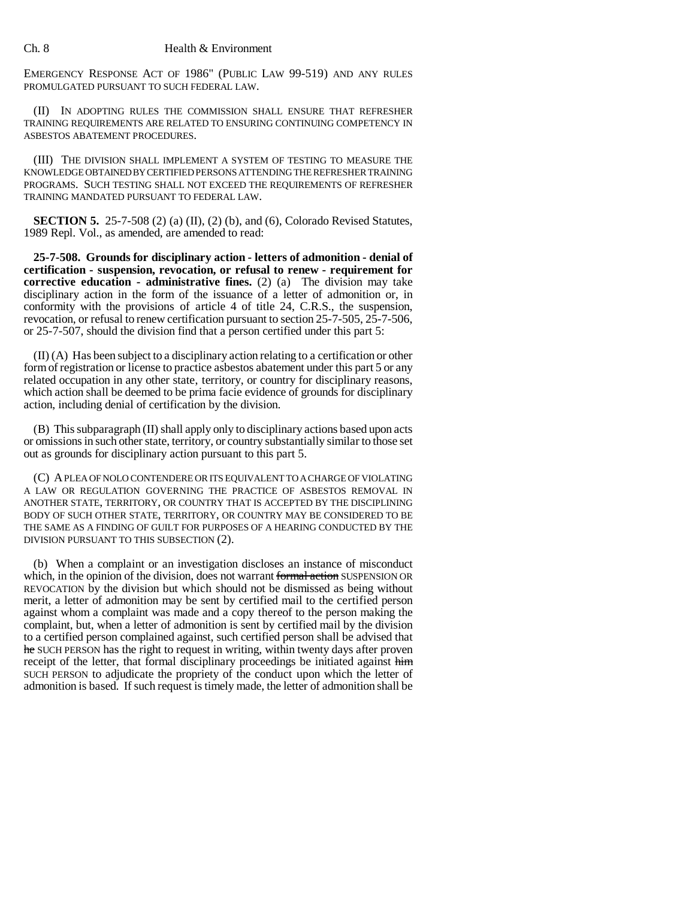EMERGENCY RESPONSE ACT OF 1986" (PUBLIC LAW 99-519) AND ANY RULES PROMULGATED PURSUANT TO SUCH FEDERAL LAW.

(II) IN ADOPTING RULES THE COMMISSION SHALL ENSURE THAT REFRESHER TRAINING REQUIREMENTS ARE RELATED TO ENSURING CONTINUING COMPETENCY IN ASBESTOS ABATEMENT PROCEDURES.

(III) THE DIVISION SHALL IMPLEMENT A SYSTEM OF TESTING TO MEASURE THE KNOWLEDGE OBTAINED BY CERTIFIED PERSONS ATTENDING THE REFRESHER TRAINING PROGRAMS. SUCH TESTING SHALL NOT EXCEED THE REQUIREMENTS OF REFRESHER TRAINING MANDATED PURSUANT TO FEDERAL LAW.

**SECTION 5.** 25-7-508 (2) (a) (II), (2) (b), and (6), Colorado Revised Statutes, 1989 Repl. Vol., as amended, are amended to read:

**25-7-508. Grounds for disciplinary action - letters of admonition - denial of certification - suspension, revocation, or refusal to renew - requirement for corrective education - administrative fines.** (2) (a) The division may take disciplinary action in the form of the issuance of a letter of admonition or, in conformity with the provisions of article 4 of title 24, C.R.S., the suspension, revocation, or refusal to renew certification pursuant to section 25-7-505, 25-7-506, or 25-7-507, should the division find that a person certified under this part 5:

(II) (A) Has been subject to a disciplinary action relating to a certification or other form of registration or license to practice asbestos abatement under this part 5 or any related occupation in any other state, territory, or country for disciplinary reasons, which action shall be deemed to be prima facie evidence of grounds for disciplinary action, including denial of certification by the division.

(B) This subparagraph (II) shall apply only to disciplinary actions based upon acts or omissions in such other state, territory, or country substantially similar to those set out as grounds for disciplinary action pursuant to this part 5.

(C) A PLEA OF NOLO CONTENDERE OR ITS EQUIVALENT TO A CHARGE OF VIOLATING A LAW OR REGULATION GOVERNING THE PRACTICE OF ASBESTOS REMOVAL IN ANOTHER STATE, TERRITORY, OR COUNTRY THAT IS ACCEPTED BY THE DISCIPLINING BODY OF SUCH OTHER STATE, TERRITORY, OR COUNTRY MAY BE CONSIDERED TO BE THE SAME AS A FINDING OF GUILT FOR PURPOSES OF A HEARING CONDUCTED BY THE DIVISION PURSUANT TO THIS SUBSECTION (2).

(b) When a complaint or an investigation discloses an instance of misconduct which, in the opinion of the division, does not warrant ~~formal action~~ SUSPENSION OR REVOCATION by the division but which should not be dismissed as being without merit, a letter of admonition may be sent by certified mail to the certified person against whom a complaint was made and a copy thereof to the person making the complaint, but, when a letter of admonition is sent by certified mail by the division to a certified person complained against, such certified person shall be advised that ~~he~~ SUCH PERSON has the right to request in writing, within twenty days after proven receipt of the letter, that formal disciplinary proceedings be initiated against ~~him~~ SUCH PERSON to adjudicate the propriety of the conduct upon which the letter of admonition is based. If such request is timely made, the letter of admonition shall be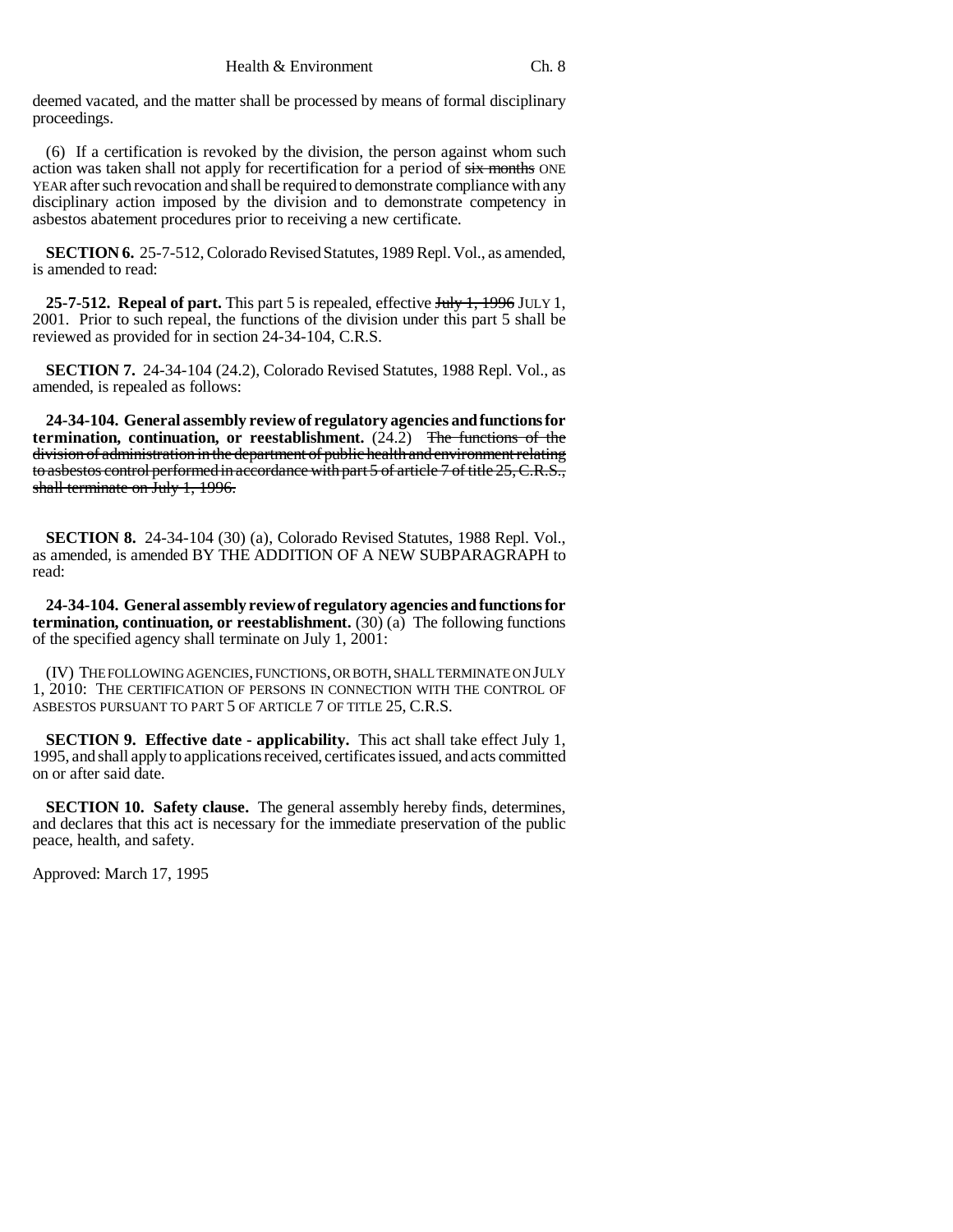deemed vacated, and the matter shall be processed by means of formal disciplinary proceedings.

(6) If a certification is revoked by the division, the person against whom such action was taken shall not apply for recertification for a period of ~~six months~~ ONE YEAR after such revocation and shall be required to demonstrate compliance with any disciplinary action imposed by the division and to demonstrate competency in asbestos abatement procedures prior to receiving a new certificate.

**SECTION 6.** 25-7-512, Colorado Revised Statutes, 1989 Repl. Vol., as amended, is amended to read:

**25-7-512. Repeal of part.** This part 5 is repealed, effective ~~July 1, 1996~~ JULY 1, 2001. Prior to such repeal, the functions of the division under this part 5 shall be reviewed as provided for in section 24-34-104, C.R.S.

**SECTION 7.** 24-34-104 (24.2), Colorado Revised Statutes, 1988 Repl. Vol., as amended, is repealed as follows:

**24-34-104. General assembly review of regulatory agencies and functions for termination, continuation, or reestablishment.** (24.2) ~~The functions of the division of administration in the department of public health and environment relating to asbestos control performed in accordance with part 5 of article 7 of title 25, C.R.S., shall terminate on July 1, 1996.~~

**SECTION 8.** 24-34-104 (30) (a), Colorado Revised Statutes, 1988 Repl. Vol., as amended, is amended BY THE ADDITION OF A NEW SUBPARAGRAPH to read:

**24-34-104. General assembly review of regulatory agencies and functions for termination, continuation, or reestablishment.** (30) (a) The following functions of the specified agency shall terminate on July 1, 2001:

(IV) THE FOLLOWING AGENCIES, FUNCTIONS, OR BOTH, SHALL TERMINATE ON JULY 1, 2010: THE CERTIFICATION OF PERSONS IN CONNECTION WITH THE CONTROL OF ASBESTOS PURSUANT TO PART 5 OF ARTICLE 7 OF TITLE 25, C.R.S.

**SECTION 9. Effective date - applicability.** This act shall take effect July 1, 1995, and shall apply to applications received, certificates issued, and acts committed on or after said date.

**SECTION 10. Safety clause.** The general assembly hereby finds, determines, and declares that this act is necessary for the immediate preservation of the public peace, health, and safety.

Approved: March 17, 1995